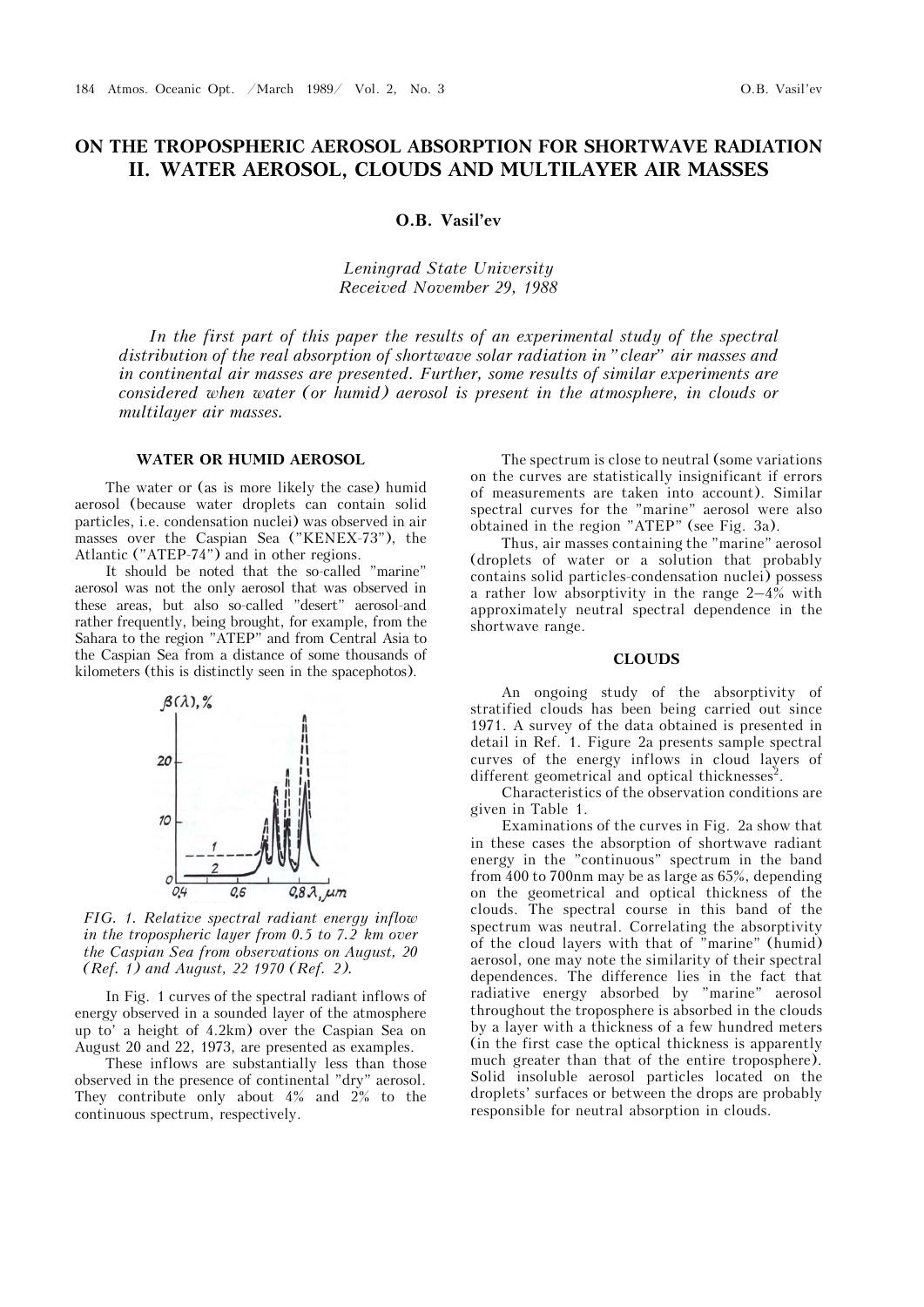# ON THE TROPOSPHERIC AEROSOL ABSORPTION FOR SHORTWAVE RADIATION
## II. WATER AEROSOL, CLOUDS AND MULTILAYER AIR MASSES

**O.B. Vasil'ev**

*Leningrad State University*
*Received November 29, 1988*

*In the first part of this paper the results of an experimental study of the spectral distribution of the real absorption of shortwave solar radiation in "clear" air masses and in continental air masses are presented. Further, some results of similar experiments are considered when water (or humid) aerosol is present in the atmosphere, in clouds or multilayer air masses.*

### WATER OR HUMID AEROSOL

The water or (as is more likely the case) humid aerosol (because water droplets can contain solid particles, i.e. condensation nuclei) was observed in air masses over the Caspian Sea ("KENEX-73"), the Atlantic ("ATEP-74") and in other regions.

It should be noted that the so-called "marine" aerosol was not the only aerosol that was observed in these areas, but also so-called "desert" aerosol-and rather frequently, being brought, for example, from the Sahara to the region "ATEP" and from Central Asia to the Caspian Sea from a distance of some thousands of kilometers (this is distinctly seen in the spacephotos).

*FIG. 1. Relative spectral radiant energy inflow in the tropospheric layer from 0.5 to 7.2 km over the Caspian Sea from observations on August, 20 (Ref. 1) and August, 22 1970 (Ref. 2).*

In Fig. 1 curves of the spectral radiant inflows of energy observed in a sounded layer of the atmosphere up to' a height of 4.2km) over the Caspian Sea on August 20 and 22, 1973, are presented as examples.

These inflows are substantially less than those observed in the presence of continental "dry" aerosol. They contribute only about 4% and 2% to the continuous spectrum, respectively.

The spectrum is close to neutral (some variations on the curves are statistically insignificant if errors of measurements are taken into account). Similar spectral curves for the "marine" aerosol were also obtained in the region "ATEP" (see Fig. 3a).

Thus, air masses containing the "marine" aerosol (droplets of water or a solution that probably contains solid particles-condensation nuclei) possess a rather low absorptivity in the range 2–4% with approximately neutral spectral dependence in the shortwave range.

### CLOUDS

An ongoing study of the absorptivity of stratified clouds has been being carried out since 1971. A survey of the data obtained is presented in detail in Ref. 1. Figure 2a presents sample spectral curves of the energy inflows in cloud layers of different geometrical and optical thicknesses[2].

Characteristics of the observation conditions are given in Table 1.

Examinations of the curves in Fig. 2a show that in these cases the absorption of shortwave radiant energy in the "continuous" spectrum in the band from 400 to 700nm may be as large as 65%, depending on the geometrical and optical thickness of the clouds. The spectral course in this band of the spectrum was neutral. Correlating the absorptivity of the cloud layers with that of "marine" (humid) aerosol, one may note the similarity of their spectral dependences. The difference lies in the fact that radiative energy absorbed by "marine" aerosol throughout the troposphere is absorbed in the clouds by a layer with a thickness of a few hundred meters (in the first case the optical thickness is apparently much greater than that of the entire troposphere). Solid insoluble aerosol particles located on the droplets' surfaces or between the drops are probably responsible for neutral absorption in clouds.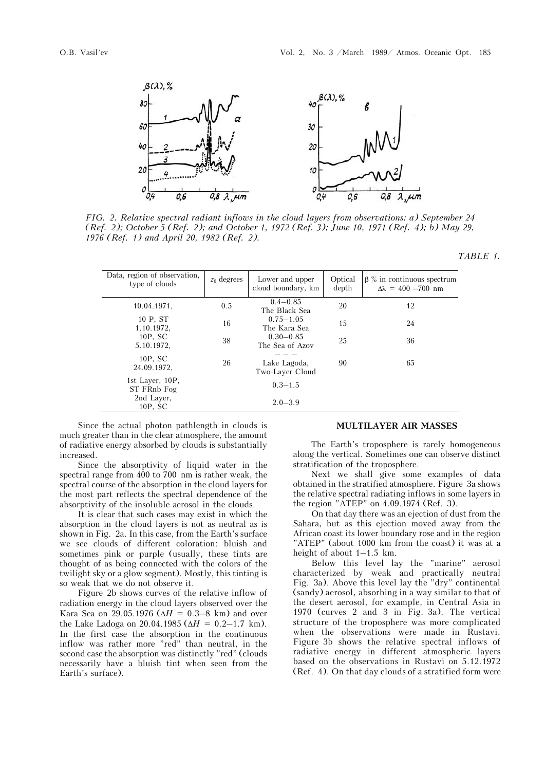FIG. 2. Relative spectral radiant inflows in the cloud layers from observations: a) September 24 (Ref. 2); October 5 (Ref. 2); and October 1, 1972 (Ref. 3); June 10, 1971 (Ref. 4); b) May 29, 1976 (Ref. 1) and April 20, 1982 (Ref. 2).

TABLE 1.

| Data, region of observation, type of clouds | $z_0$ degrees | Lower and upper cloud boundary, km | Optical depth | β % in continuous spectrum $\Delta\lambda$ = 400 –700 nm |
|---|---|---|---|---|
| 10.04.1971, 10 P, ST | 0.5 | 0.4–0.85 The Black Sea | 20 | 12 |
| 1.10.1972, 10P, SC | 16 | 0.75–1.05 The Kara Sea | 15 | 24 |
| 5.10.1972, 10P, SC | 38 | 0.30–0.85 The Sea of Azov | 25 | 36 |
| 24.09.1972, | 26 | — — — Lake Lagoda, Two-Layer Cloud | 90 | 65 |
| 1st Layer, 10P, ST FRnb Fog | | 0.3–1.5 | | |
| 2nd Layer, 10P, SC | | 2.0–3.9 | | |

Since the actual photon pathlength in clouds is much greater than in the clear atmosphere, the amount of radiative energy absorbed by clouds is substantially increased.

Since the absorptivity of liquid water in the spectral range from 400 to 700 nm is rather weak, the spectral course of the absorption in the cloud layers for the most part reflects the spectral dependence of the absorptivity of the insoluble aerosol in the clouds.

It is clear that such cases may exist in which the absorption in the cloud layers is not as neutral as is shown in Fig. 2a. In this case, from the Earth's surface we see clouds of different coloration: bluish and sometimes pink or purple (usually, these tints are thought of as being connected with the colors of the twilight sky or a glow segment). Mostly, this tinting is so weak that we do not observe it.

Figure 2b shows curves of the relative inflow of radiation energy in the cloud layers observed over the Kara Sea on 29.05.1976 ($\Delta H$ = 0.3–8 km) and over the Lake Ladoga on 20.04.1985 ($\Delta H$ = 0.2–1.7 km). In the first case the absorption in the continuous inflow was rather more "red" than neutral, in the second case the absorption was distinctly "red" (clouds necessarily have a bluish tint when seen from the Earth's surface).

## MULTILAYER AIR MASSES

The Earth's troposphere is rarely homogeneous along the vertical. Sometimes one can observe distinct stratification of the troposphere.

Next we shall give some examples of data obtained in the stratified atmosphere. Figure 3a shows the relative spectral radiating inflows in some layers in the region "ATEP" on 4.09.1974 (Ref. 3).

On that day there was an ejection of dust from the Sahara, but as this ejection moved away from the African coast its lower boundary rose and in the region "ATEP" (about 1000 km from the coast) it was at a height of about 1–1.5 km.

Below this level lay the "marine" aerosol characterized by weak and practically neutral Fig. 3a). Above this level lay the "dry" continental (sandy) aerosol, absorbing in a way similar to that of the desert aerosol, for example, in Central Asia in 1970 (curves 2 and 3 in Fig. 3a). The vertical structure of the troposphere was more complicated when the observations were made in Rustavi. Figure 3b shows the relative spectral inflows of radiative energy in different atmospheric layers based on the observations in Rustavi on 5.12.1972 (Ref. 4). On that day clouds of a stratified form were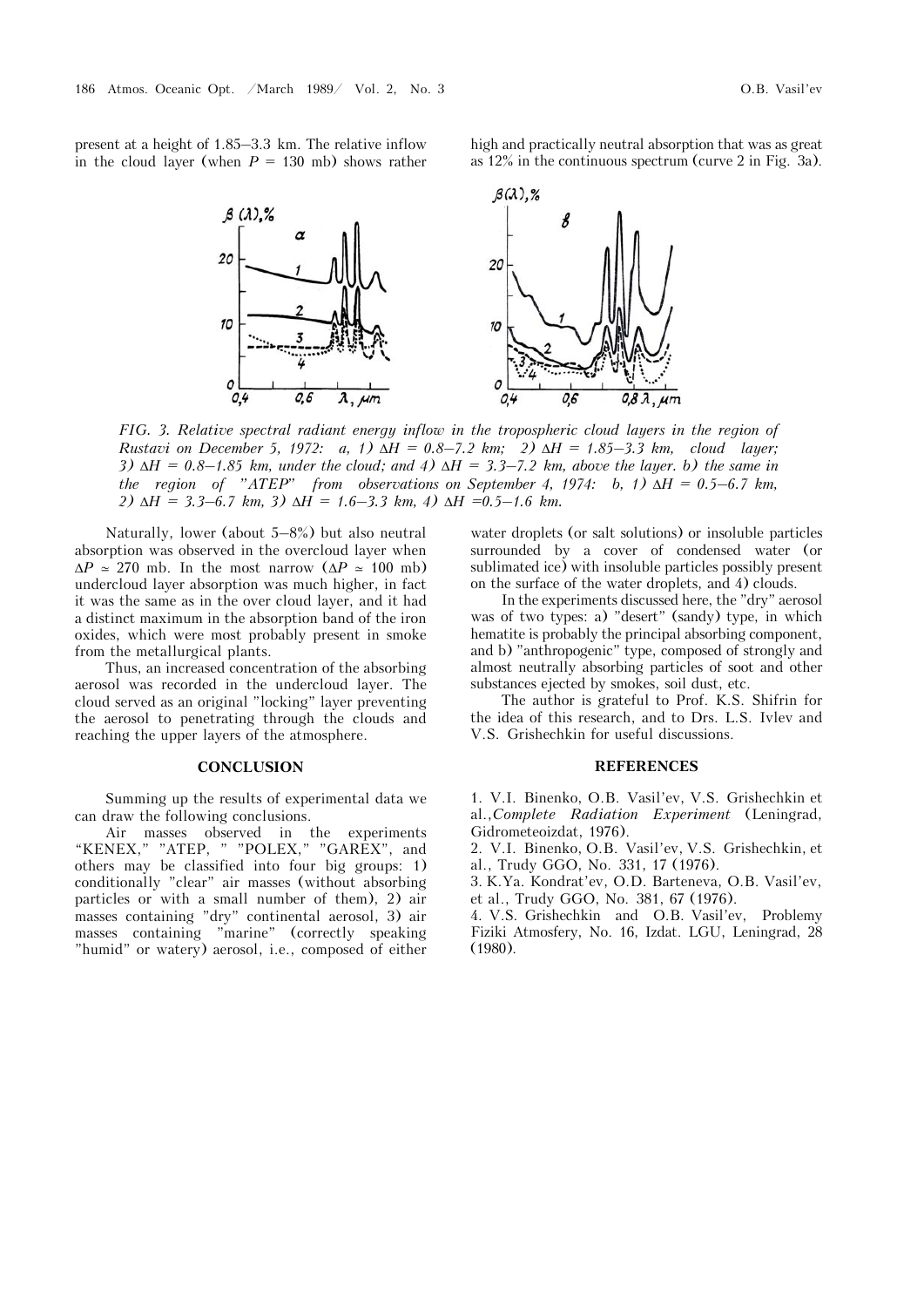present at a height of 1.85–3.3 km. The relative inflow in the cloud layer (when $P$ = 130 mb) shows rather high and practically neutral absorption that was as great as 12% in the continuous spectrum (curve 2 in Fig. 3a).

$\beta(\lambda)$,%
a
20
10
0
0,4
0,6
$\lambda$, $\mu m$
1
2
3
4

$\beta(\lambda)$,%
б
20
10
0
0,4
0,6
0,8 $\lambda$, $\mu m$
1
2
3
4

*FIG. 3. Relative spectral radiant energy inflow in the tropospheric cloud layers in the region of Rustavi on December 5, 1972: a, 1) $\Delta H$ = 0.8–7.2 km; 2) $\Delta H$ = 1.85–3.3 km, cloud layer; 3) $\Delta H$ = 0.8–1.85 km, under the cloud; and 4) $\Delta H$ = 3.3–7.2 km, above the layer. b) the same in the region of "ATEP" from observations on September 4, 1974: b, 1) $\Delta H$ = 0.5–6.7 km, 2) $\Delta H$ = 3.3–6.7 km, 3) $\Delta H$ = 1.6–3.3 km, 4) $\Delta H$ =0.5–1.6 km.*

Naturally, lower (about 5–8%) but also neutral absorption was observed in the overcloud layer when $\Delta P \simeq 270$ mb. In the most narrow ($\Delta P \simeq 100$ mb) undercloud layer absorption was much higher, in fact it was the same as in the over cloud layer, and it had a distinct maximum in the absorption band of the iron oxides, which were most probably present in smoke from the metallurgical plants.

Thus, an increased concentration of the absorbing aerosol was recorded in the undercloud layer. The cloud served as an original "locking" layer preventing the aerosol to penetrating through the clouds and reaching the upper layers of the atmosphere.

## CONCLUSION

Summing up the results of experimental data we can draw the following conclusions.

Air masses observed in the experiments "KENEX," "ATEP, " "POLEX," "GAREX", and others may be classified into four big groups: 1) conditionally "clear" air masses (without absorbing particles or with a small number of them), 2) air masses containing "dry" continental aerosol, 3) air masses containing "marine" (correctly speaking "humid" or watery) aerosol, i.e., composed of either water droplets (or salt solutions) or insoluble particles surrounded by a cover of condensed water (or sublimated ice) with insoluble particles possibly present on the surface of the water droplets, and 4) clouds.

In the experiments discussed here, the "dry" aerosol was of two types: a) "desert" (sandy) type, in which hematite is probably the principal absorbing component, and b) "anthropogenic" type, composed of strongly and almost neutrally absorbing particles of soot and other substances ejected by smokes, soil dust, etc.

The author is grateful to Prof. K.S. Shifrin for the idea of this research, and to Drs. L.S. Ivlev and V.S. Grishechkin for useful discussions.

## REFERENCES

1. V.I. Binenko, O.B. Vasil'ev, V.S. Grishechkin et al.,*Complete Radiation Experiment* (Leningrad, Gidrometeoizdat, 1976).
2. V.I. Binenko, O.B. Vasil'ev, V.S. Grishechkin, et al., Trudy GGO, No. 331, 17 (1976).
3. K.Ya. Kondrat'ev, O.D. Barteneva, O.B. Vasil'ev, et al., Trudy GGO, No. 381, 67 (1976).
4. V.S. Grishechkin and O.B. Vasil'ev, Problemy Fiziki Atmosfery, No. 16, Izdat. LGU, Leningrad, 28 (1980).